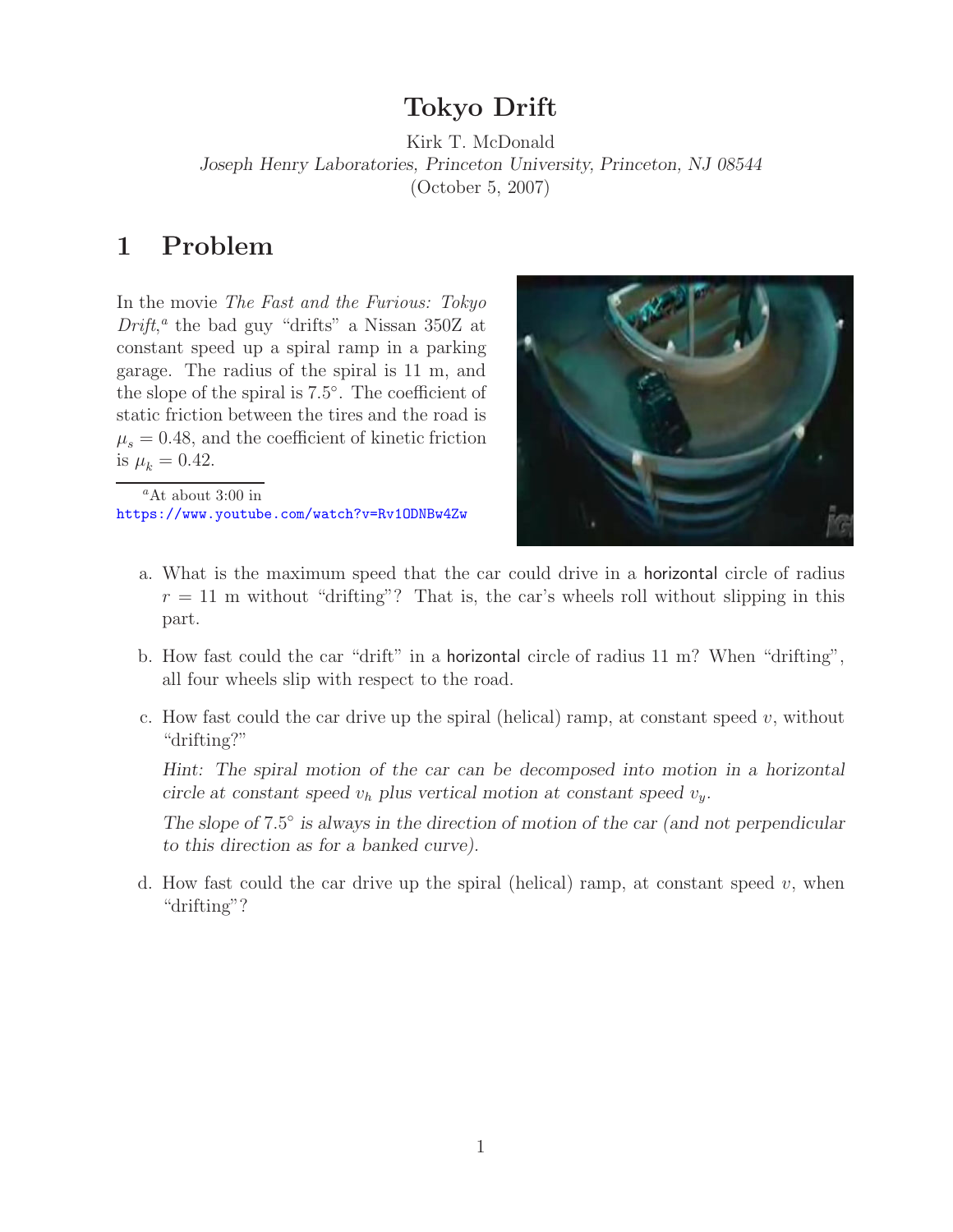# Tokyo Drift

Kirk T. McDonald
*Joseph Henry Laboratories, Princeton University, Princeton, NJ 08544*
(October 5, 2007)

## 1 Problem

In the movie *The Fast and the Furious: Tokyo Drift*,[a] the bad guy "drifts" a Nissan 350Z at constant speed up a spiral ramp in a parking garage. The radius of the spiral is 11 m, and the slope of the spiral is 7.5°. The coefficient of static friction between the tires and the road is $\mu_s = 0.48$, and the coefficient of kinetic friction is $\mu_k = 0.42$.

[a] At about 3:00 in https://www.youtube.com/watch?v=Rv1ODNBw4Zw

a. What is the maximum speed that the car could drive in a horizontal circle of radius $r = 11$ m without "drifting"? That is, the car's wheels roll without slipping in this part.

b. How fast could the car "drift" in a horizontal circle of radius 11 m? When "drifting", all four wheels slip with respect to the road.

c. How fast could the car drive up the spiral (helical) ramp, at constant speed $v$, without "drifting?"

   *Hint: The spiral motion of the car can be decomposed into motion in a horizontal circle at constant speed $v_h$ plus vertical motion at constant speed $v_y$.*

   *The slope of 7.5° is always in the direction of motion of the car (and not perpendicular to this direction as for a banked curve).*

d. How fast could the car drive up the spiral (helical) ramp, at constant speed $v$, when "drifting"?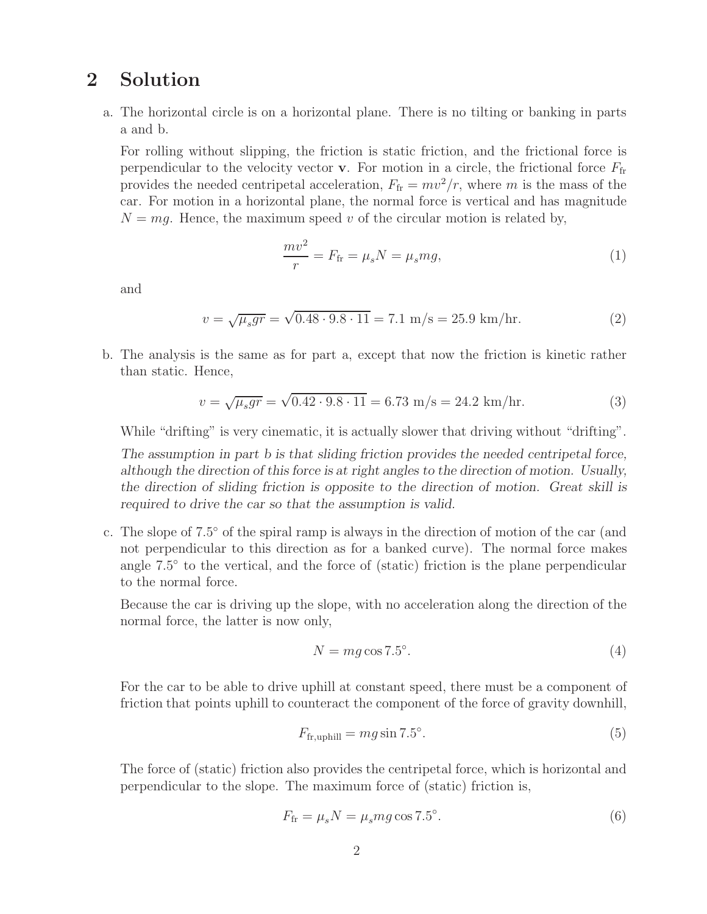## 2 Solution

a. The horizontal circle is on a horizontal plane. There is no tilting or banking in parts a and b.

   For rolling without slipping, the friction is static friction, and the frictional force is perpendicular to the velocity vector $\mathbf{v}$. For motion in a circle, the frictional force $F_{\rm fr}$ provides the needed centripetal acceleration, $F_{\rm fr} = mv^2/r$, where $m$ is the mass of the car. For motion in a horizontal plane, the normal force is vertical and has magnitude $N = mg$. Hence, the maximum speed $v$ of the circular motion is related by,

$$\frac{mv^2}{r} = F_{\rm fr} = \mu_s N = \mu_s mg, \tag{1}$$

   and

$$v = \sqrt{\mu_s g r} = \sqrt{0.48 \cdot 9.8 \cdot 11} = 7.1 \text{ m/s} = 25.9 \text{ km/hr}. \tag{2}$$

b. The analysis is the same as for part a, except that now the friction is kinetic rather than static. Hence,

$$v = \sqrt{\mu_s g r} = \sqrt{0.42 \cdot 9.8 \cdot 11} = 6.73 \text{ m/s} = 24.2 \text{ km/hr}. \tag{3}$$

   While "drifting" is very cinematic, it is actually slower that driving without "drifting".

   *The assumption in part b is that sliding friction provides the needed centripetal force, although the direction of this force is at right angles to the direction of motion. Usually, the direction of sliding friction is opposite to the direction of motion. Great skill is required to drive the car so that the assumption is valid.*

c. The slope of 7.5° of the spiral ramp is always in the direction of motion of the car (and not perpendicular to this direction as for a banked curve). The normal force makes angle 7.5° to the vertical, and the force of (static) friction is the plane perpendicular to the normal force.

   Because the car is driving up the slope, with no acceleration along the direction of the normal force, the latter is now only,

$$N = mg\cos 7.5^\circ. \tag{4}$$

   For the car to be able to drive uphill at constant speed, there must be a component of friction that points uphill to counteract the component of the force of gravity downhill,

$$F_{\rm fr,uphill} = mg\sin 7.5^\circ. \tag{5}$$

   The force of (static) friction also provides the centripetal force, which is horizontal and perpendicular to the slope. The maximum force of (static) friction is,

$$F_{\rm fr} = \mu_s N = \mu_s mg\cos 7.5^\circ. \tag{6}$$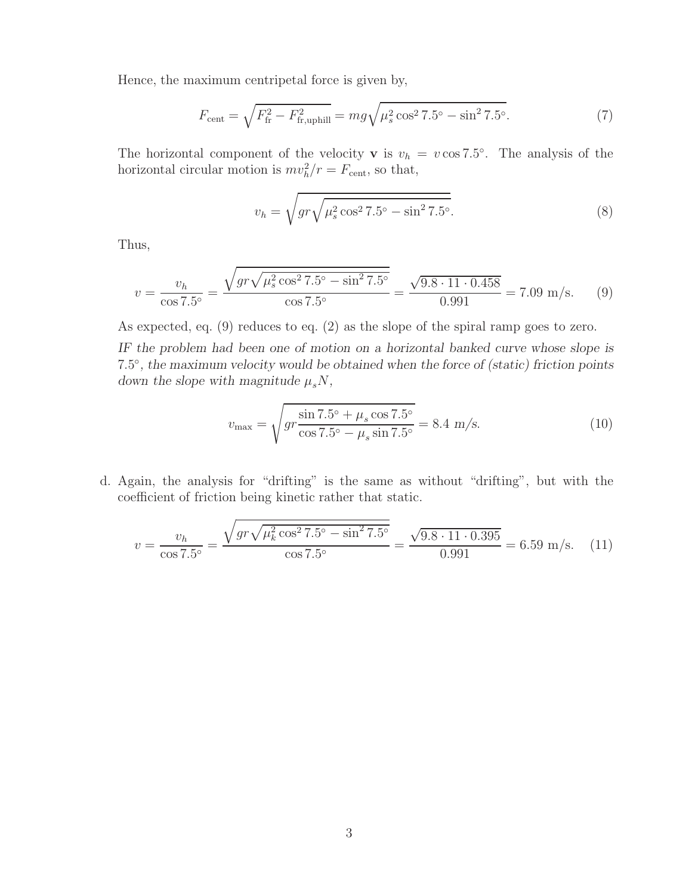Hence, the maximum centripetal force is given by,

$$F_{\text{cent}} = \sqrt{F_{\text{fr}}^2 - F_{\text{fr,uphill}}^2} = mg\sqrt{\mu_s^2 \cos^2 7.5^\circ - \sin^2 7.5^\circ}. \tag{7}$$

The horizontal component of the velocity $\mathbf{v}$ is $v_h = v\cos 7.5^\circ$. The analysis of the horizontal circular motion is $mv_h^2/r = F_{\text{cent}}$, so that,

$$v_h = \sqrt{gr\sqrt{\mu_s^2 \cos^2 7.5^\circ - \sin^2 7.5^\circ}}. \tag{8}$$

Thus,

$$v = \frac{v_h}{\cos 7.5^\circ} = \frac{\sqrt{gr\sqrt{\mu_s^2 \cos^2 7.5^\circ - \sin^2 7.5^\circ}}}{\cos 7.5^\circ} = \frac{\sqrt{9.8 \cdot 11 \cdot 0.458}}{0.991} = 7.09 \text{ m/s}. \tag{9}$$

As expected, eq. (9) reduces to eq. (2) as the slope of the spiral ramp goes to zero.

*IF the problem had been one of motion on a horizontal banked curve whose slope is $7.5^\circ$, the maximum velocity would be obtained when the force of (static) friction points down the slope with magnitude $\mu_s N$,*

$$v_{\max} = \sqrt{gr\frac{\sin 7.5^\circ + \mu_s \cos 7.5^\circ}{\cos 7.5^\circ - \mu_s \sin 7.5^\circ}} = 8.4 \text{ m/s}. \tag{10}$$

d. Again, the analysis for "drifting" is the same as without "drifting", but with the coefficient of friction being kinetic rather that static.

$$v = \frac{v_h}{\cos 7.5^\circ} = \frac{\sqrt{gr\sqrt{\mu_k^2 \cos^2 7.5^\circ - \sin^2 7.5^\circ}}}{\cos 7.5^\circ} = \frac{\sqrt{9.8 \cdot 11 \cdot 0.395}}{0.991} = 6.59 \text{ m/s}. \tag{11}$$